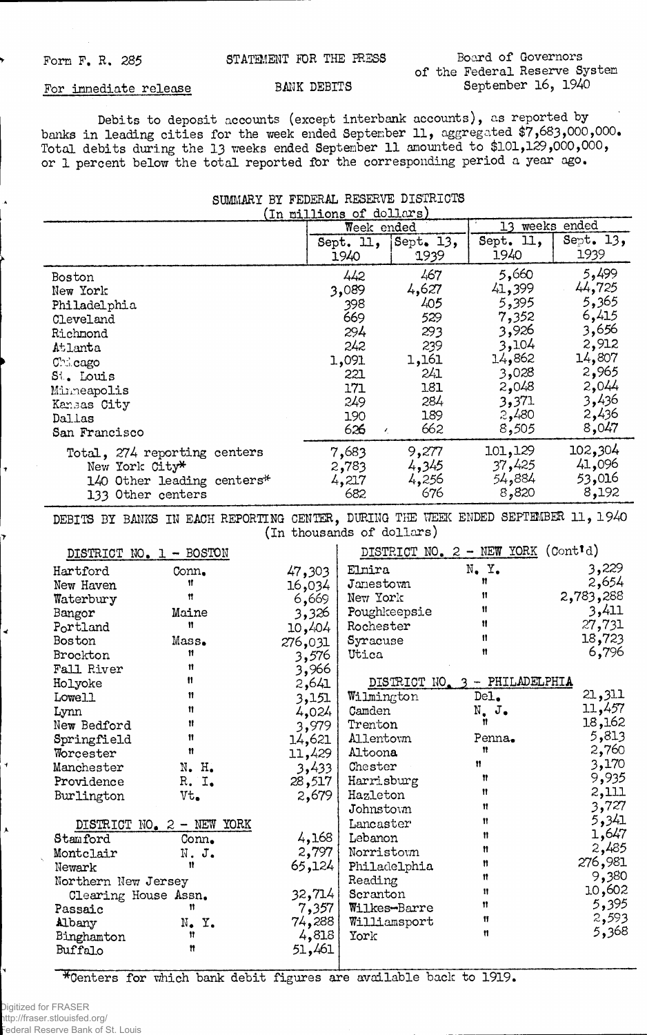Form F. R. 285 STATEMENT FOR THE PRESS Board of Governors of the Federal Reserve System

For immediate release BANK DEBITS September 16, 1940

Debits to deposit accounts (except interbank accounts), as reported by banks in leading cities for the week ended September 11, aggregated $7,683,000,000. Total debits during the 13 weeks ended September 11 amounted to $101,129,000,000, or 1 percent below the total reported for the corresponding period a year ago.

## SUMMARY BY FEDERAL RESERVE DISTRICTS
(In millions of dollars)

| | Week ended | | 13 weeks ended | |
|---|---|---|---|---|
| | Sept. 11, 1940 | Sept. 13, 1939 | Sept. 11, 1940 | Sept. 13, 1939 |
| Boston | 442 | 467 | 5,660 | 5,499 |
| New York | 3,089 | 4,627 | 41,399 | 44,725 |
| Philadelphia | 398 | 405 | 5,395 | 5,365 |
| Cleveland | 669 | 529 | 7,352 | 6,415 |
| Richmond | 294 | 293 | 3,926 | 3,656 |
| Atlanta | 242 | 239 | 3,104 | 2,912 |
| Chicago | 1,091 | 1,161 | 14,862 | 14,807 |
| St. Louis | 221 | 241 | 3,028 | 2,965 |
| Minneapolis | 171 | 181 | 2,048 | 2,044 |
| Kansas City | 249 | 284 | 3,371 | 3,436 |
| Dallas | 190 | 189 | 2,480 | 2,436 |
| San Francisco | 626 | 662 | 8,505 | 8,047 |
| Total, 274 reporting centers | 7,683 | 9,277 | 101,129 | 102,304 |
| New York City* | 2,783 | 4,345 | 37,425 | 41,096 |
| 140 Other leading centers* | 4,217 | 4,256 | 54,884 | 53,016 |
| 133 Other centers | 682 | 676 | 8,820 | 8,192 |

## DEBITS BY BANKS IN EACH REPORTING CENTER, DURING THE WEEK ENDED SEPTEMBER 11, 1940
(In thousands of dollars)

| DISTRICT NO. 1 - BOSTON | | |
|---|---|---|
| Hartford | Conn. | 47,303 |
| New Haven | " | 16,034 |
| Waterbury | " | 6,669 |
| Bangor | Maine | 3,326 |
| Portland | " | 10,404 |
| Boston | Mass. | 276,031 |
| Brockton | " | 3,576 |
| Fall River | " | 3,966 |
| Holyoke | " | 2,641 |
| Lowell | " | 3,151 |
| Lynn | " | 4,024 |
| New Bedford | " | 3,979 |
| Springfield | " | 14,621 |
| Worcester | " | 11,429 |
| Manchester | N. H. | 3,433 |
| Providence | R. I. | 28,517 |
| Burlington | Vt. | 2,679 |
| **DISTRICT NO. 2 - NEW YORK** | | |
| Stamford | Conn. | 4,168 |
| Montclair | N. J. | 2,797 |
| Newark | " | 65,124 |
| Northern New Jersey Clearing House Assn. | " | 32,714 |
| Passaic | " | 7,357 |
| Albany | N. Y. | 74,288 |
| Binghamton | " | 4,818 |
| Buffalo | " | 51,461 |
| Elmira | N. Y. | 3,229 |
| Jamestown | " | 2,654 |
| New York | " | 2,783,288 |
| Poughkeepsie | " | 3,411 |
| Rochester | " | 27,731 |
| Syracuse | " | 18,723 |
| Utica | " | 6,796 |
| **DISTRICT NO. 3 - PHILADELPHIA** | | |
| Wilmington | Del. | 21,311 |
| Camden | N. J. | 11,457 |
| Trenton | " | 18,162 |
| Allentown | Penna. | 5,813 |
| Altoona | " | 2,760 |
| Chester | " | 3,170 |
| Harrisburg | " | 9,935 |
| Hazleton | " | 2,111 |
| Johnstown | " | 3,727 |
| Lancaster | " | 5,341 |
| Lebanon | " | 1,647 |
| Norristown | " | 2,485 |
| Philadelphia | " | 276,981 |
| Reading | " | 9,380 |
| Scranton | " | 10,602 |
| Wilkes-Barre | " | 5,395 |
| Williamsport | " | 2,593 |
| York | " | 5,368 |

*Centers for which bank debit figures are available back to 1919.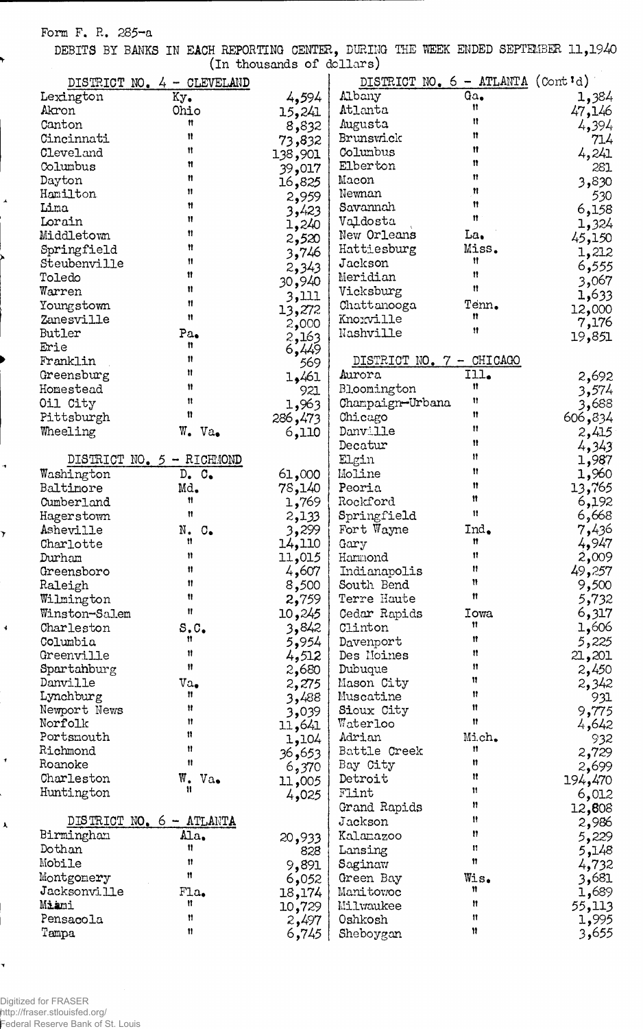Form F. R. 285-a

DEBITS BY BANKS IN EACH REPORTING CENTER, DURING THE WEEK ENDED SEPTEMBER 11,1940
(In thousands of dollars)

| DISTRICT NO. 4 - CLEVELAND | | |
|---|---|---|
| Lexington | Ky. | 4,594 |
| Akron | Ohio | 15,241 |
| Canton | " | 8,832 |
| Cincinnati | " | 73,832 |
| Cleveland | " | 138,901 |
| Columbus | " | 39,017 |
| Dayton | " | 16,825 |
| Hamilton | " | 2,959 |
| Lima | " | 3,423 |
| Lorain | " | 1,240 |
| Middletown | " | 2,520 |
| Springfield | " | 3,746 |
| Steubenville | " | 2,343 |
| Toledo | " | 30,940 |
| Warren | " | 3,111 |
| Youngstown | " | 13,272 |
| Zanesville | " | 2,000 |
| Butler | Pa. | 2,163 |
| Erie | " | 6,449 |
| Franklin | " | 569 |
| Greensburg | " | 1,461 |
| Homestead | " | 921 |
| Oil City | " | 1,963 |
| Pittsburgh | " | 286,473 |
| Wheeling | W. Va. | 6,110 |

| DISTRICT NO. 5 - RICHMOND | | |
|---|---|---|
| Washington | D. C. | 61,000 |
| Baltimore | Md. | 78,140 |
| Cumberland | " | 1,769 |
| Hagerstown | " | 2,133 |
| Asheville | N. C. | 3,299 |
| Charlotte | " | 14,110 |
| Durham | " | 11,015 |
| Greensboro | " | 4,607 |
| Raleigh | " | 8,500 |
| Wilmington | " | 2,759 |
| Winston-Salem | " | 10,245 |
| Charleston | S.C. | 3,842 |
| Columbia | " | 5,954 |
| Greenville | " | 4,512 |
| Spartanburg | " | 2,680 |
| Danville | Va. | 2,275 |
| Lynchburg | " | 3,488 |
| Newport News | " | 3,039 |
| Norfolk | " | 11,641 |
| Portsmouth | " | 1,104 |
| Richmond | " | 36,653 |
| Roanoke | " | 6,370 |
| Charleston | W. Va. | 11,005 |
| Huntington | " | 4,025 |

| DISTRICT NO. 6 - ATLANTA | | |
|---|---|---|
| Birmingham | Ala. | 20,933 |
| Dothan | " | 828 |
| Mobile | " | 9,891 |
| Montgomery | " | 6,052 |
| Jacksonville | Fla. | 18,174 |
| Miami | " | 10,729 |
| Pensacola | " | 2,497 |
| Tampa | " | 6,745 |

| DISTRICT NO. 6 - ATLANTA (Cont'd) | | |
|---|---|---|
| Albany | Ga. | 1,384 |
| Atlanta | " | 47,146 |
| Augusta | " | 4,394 |
| Brunswick | " | 714 |
| Columbus | " | 4,241 |
| Elberton | " | 281 |
| Macon | " | 3,830 |
| Newnan | " | 530 |
| Savannah | " | 6,158 |
| Valdosta | " | 1,324 |
| New Orleans | La. | 45,150 |
| Hattiesburg | Miss. | 1,212 |
| Jackson | " | 6,555 |
| Meridian | " | 3,067 |
| Vicksburg | " | 1,633 |
| Chattanooga | Tenn. | 12,000 |
| Knoxville | " | 7,176 |
| Nashville | " | 19,851 |

| DISTRICT NO. 7 - CHICAGO | | |
|---|---|---|
| Aurora | Ill. | 2,692 |
| Bloomington | " | 3,574 |
| Champaign-Urbana | " | 3,688 |
| Chicago | " | 606,834 |
| Danville | " | 2,415 |
| Decatur | " | 4,343 |
| Elgin | " | 1,987 |
| Moline | " | 1,960 |
| Peoria | " | 13,765 |
| Rockford | " | 6,192 |
| Springfield | " | 6,668 |
| Fort Wayne | Ind. | 7,436 |
| Gary | " | 4,947 |
| Hammond | " | 2,009 |
| Indianapolis | " | 49,257 |
| South Bend | " | 9,500 |
| Terre Haute | " | 5,732 |
| Cedar Rapids | Iowa | 6,317 |
| Clinton | " | 1,606 |
| Davenport | " | 5,225 |
| Des Moines | " | 21,201 |
| Dubuque | " | 2,450 |
| Mason City | " | 2,342 |
| Muscatine | " | 931 |
| Sioux City | " | 9,775 |
| Waterloo | " | 4,642 |
| Adrian | Mich. | 932 |
| Battle Creek | " | 2,729 |
| Bay City | " | 2,699 |
| Detroit | " | 194,470 |
| Flint | " | 6,012 |
| Grand Rapids | " | 12,808 |
| Jackson | " | 2,986 |
| Kalamazoo | " | 5,229 |
| Lansing | " | 5,148 |
| Saginaw | " | 4,732 |
| Green Bay | Wis. | 3,681 |
| Manitowoc | " | 1,689 |
| Milwaukee | " | 55,113 |
| Oshkosh | " | 1,995 |
| Sheboygan | " | 3,655 |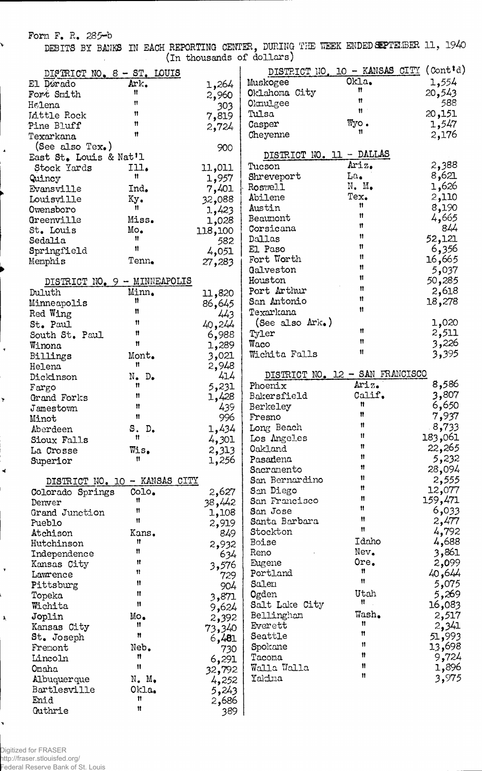Form F. R. 285-b

DEBITS BY BANKS IN EACH REPORTING CENTER, DURING THE WEEK ENDED SEPTEMBER 11, 1940

(In thousands of dollars)

| DISTRICT NO. 8 - ST. LOUIS | | |
|---|---|---|
| El Dorado | Ark. | 1,264 |
| Fort Smith | " | 2,960 |
| Helena | " | 303 |
| Little Rock | " | 7,819 |
| Pine Bluff | " | 2,724 |
| Texarkana (See also Tex.) | " | 900 |
| East St. Louis & Nat'l Stock Yards | Ill. | 11,011 |
| Quincy | " | 1,957 |
| Evansville | Ind. | 7,401 |
| Louisville | Ky. | 32,088 |
| Owensboro | " | 1,423 |
| Greenville | Miss. | 1,028 |
| St. Louis | Mo. | 118,100 |
| Sedalia | " | 582 |
| Springfield | " | 4,051 |
| Memphis | Tenn. | 27,283 |

| DISTRICT NO. 9 - MINNEAPOLIS | | |
|---|---|---|
| Duluth | Minn. | 11,820 |
| Minneapolis | " | 86,645 |
| Red Wing | " | 443 |
| St. Paul | " | 40,244 |
| South St. Paul | " | 6,988 |
| Winona | " | 1,289 |
| Billings | Mont. | 3,021 |
| Helena | " | 2,948 |
| Dickinson | N. D. | 414 |
| Fargo | " | 5,231 |
| Grand Forks | " | 1,428 |
| Jamestown | " | 439 |
| Minot | " | 996 |
| Aberdeen | S. D. | 1,434 |
| Sioux Falls | " | 4,301 |
| La Crosse | Wis. | 2,313 |
| Superior | " | 1,256 |

| DISTRICT NO. 10 - KANSAS CITY | | |
|---|---|---|
| Colorado Springs | Colo. | 2,627 |
| Denver | " | 38,442 |
| Grand Junction | " | 1,108 |
| Pueblo | " | 2,919 |
| Atchison | Kans. | 849 |
| Hutchinson | " | 2,932 |
| Independence | " | 634 |
| Kansas City | " | 3,576 |
| Lawrence | " | 729 |
| Pittsburg | " | 904 |
| Topeka | " | 3,871 |
| Wichita | " | 9,624 |
| Joplin | Mo. | 2,392 |
| Kansas City | " | 73,340 |
| St. Joseph | " | 6,481 |
| Fremont | Neb. | 730 |
| Lincoln | " | 6,291 |
| Omaha | " | 32,792 |
| Albuquerque | N. M. | 4,252 |
| Bartlesville | Okla. | 5,243 |
| Enid | " | 2,686 |
| Guthrie | " | 389 |

| DISTRICT NO. 10 - KANSAS CITY (Cont'd) | | |
|---|---|---|
| Muskogee | Okla. | 1,554 |
| Oklahoma City | " | 20,543 |
| Okmulgee | " | 588 |
| Tulsa | " | 20,151 |
| Casper | Wyo. | 1,547 |
| Cheyenne | " | 2,176 |

| DISTRICT NO. 11 - DALLAS | | |
|---|---|---|
| Tucson | Ariz. | 2,388 |
| Shreveport | La. | 8,621 |
| Roswell | N. M. | 1,626 |
| Abilene | Tex. | 2,110 |
| Austin | " | 8,190 |
| Beaumont | " | 4,665 |
| Corsicana | " | 844 |
| Dallas | " | 52,121 |
| El Paso | " | 6,356 |
| Fort Worth | " | 16,665 |
| Galveston | " | 5,037 |
| Houston | " | 50,285 |
| Port Arthur | " | 2,618 |
| San Antonio | " | 18,278 |
| Texarkana (See also Ark.) | " | 1,020 |
| Tyler | " | 2,511 |
| Waco | " | 3,226 |
| Wichita Falls | " | 3,395 |

| DISTRICT NO. 12 - SAN FRANCISCO | | |
|---|---|---|
| Phoenix | Ariz. | 8,586 |
| Bakersfield | Calif. | 3,807 |
| Berkeley | " | 6,650 |
| Fresno | " | 7,937 |
| Long Beach | " | 8,733 |
| Los Angeles | " | 183,061 |
| Oakland | " | 22,265 |
| Pasadena | " | 5,232 |
| Sacramento | " | 28,094 |
| San Bernardino | " | 2,555 |
| San Diego | " | 12,077 |
| San Francisco | " | 159,471 |
| San Jose | " | 6,033 |
| Santa Barbara | " | 2,477 |
| Stockton | " | 4,792 |
| Boise | Idaho | 4,688 |
| Reno | Nev. | 3,861 |
| Eugene | Ore. | 2,099 |
| Portland | " | 40,644 |
| Salem | " | 5,075 |
| Ogden | Utah | 5,269 |
| Salt Lake City | " | 16,083 |
| Bellingham | Wash. | 2,517 |
| Everett | " | 2,341 |
| Seattle | " | 51,993 |
| Spokane | " | 13,698 |
| Tacoma | " | 9,724 |
| Walla Walla | " | 1,896 |
| Yakima | " | 3,975 |